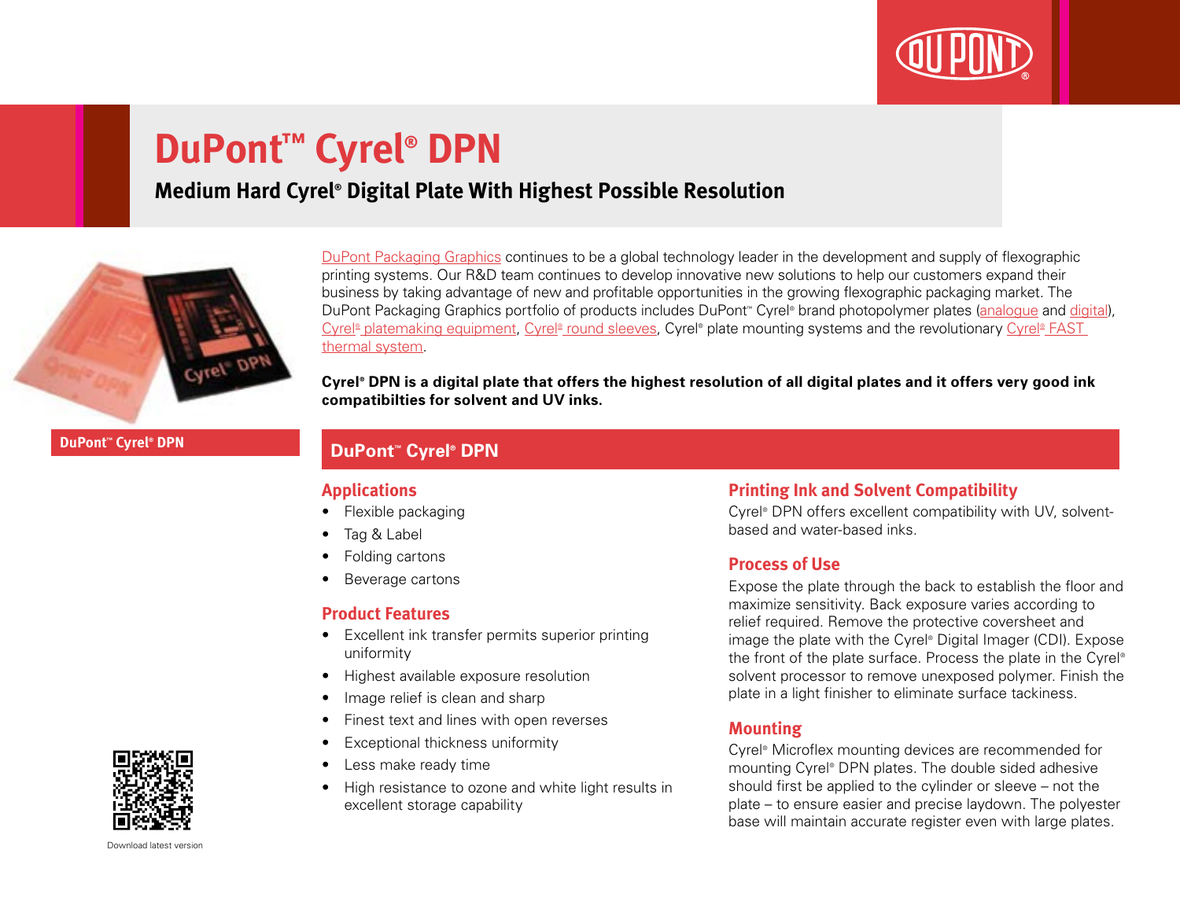# DuPont™ Cyrel® DPN

## Medium Hard Cyrel® Digital Plate With Highest Possible Resolution

DuPont™ Cyrel® DPN

DuPont Packaging Graphics continues to be a global technology leader in the development and supply of flexographic printing systems. Our R&D team continues to develop innovative new solutions to help our customers expand their business by taking advantage of new and profitable opportunities in the growing flexographic packaging market. The DuPont Packaging Graphics portfolio of products includes DuPont™ Cyrel® brand photopolymer plates (analogue and digital), Cyrel® platemaking equipment, Cyrel® round sleeves, Cyrel® plate mounting systems and the revolutionary Cyrel® FAST thermal system.

**Cyrel® DPN is a digital plate that offers the highest resolution of all digital plates and it offers very good ink compatibilties for solvent and UV inks.**

## DuPont™ Cyrel® DPN

### Applications

- Flexible packaging
- Tag & Label
- Folding cartons
- Beverage cartons

### Product Features

- Excellent ink transfer permits superior printing uniformity
- Highest available exposure resolution
- Image relief is clean and sharp
- Finest text and lines with open reverses
- Exceptional thickness uniformity
- Less make ready time
- High resistance to ozone and white light results in excellent storage capability

### Printing Ink and Solvent Compatibility

Cyrel® DPN offers excellent compatibility with UV, solvent-based and water-based inks.

### Process of Use

Expose the plate through the back to establish the floor and maximize sensitivity. Back exposure varies according to relief required. Remove the protective coversheet and image the plate with the Cyrel® Digital Imager (CDI). Expose the front of the plate surface. Process the plate in the Cyrel® solvent processor to remove unexposed polymer. Finish the plate in a light finisher to eliminate surface tackiness.

### Mounting

Cyrel® Microflex mounting devices are recommended for mounting Cyrel® DPN plates. The double sided adhesive should first be applied to the cylinder or sleeve – not the plate – to ensure easier and precise laydown. The polyester base will maintain accurate register even with large plates.

Download latest version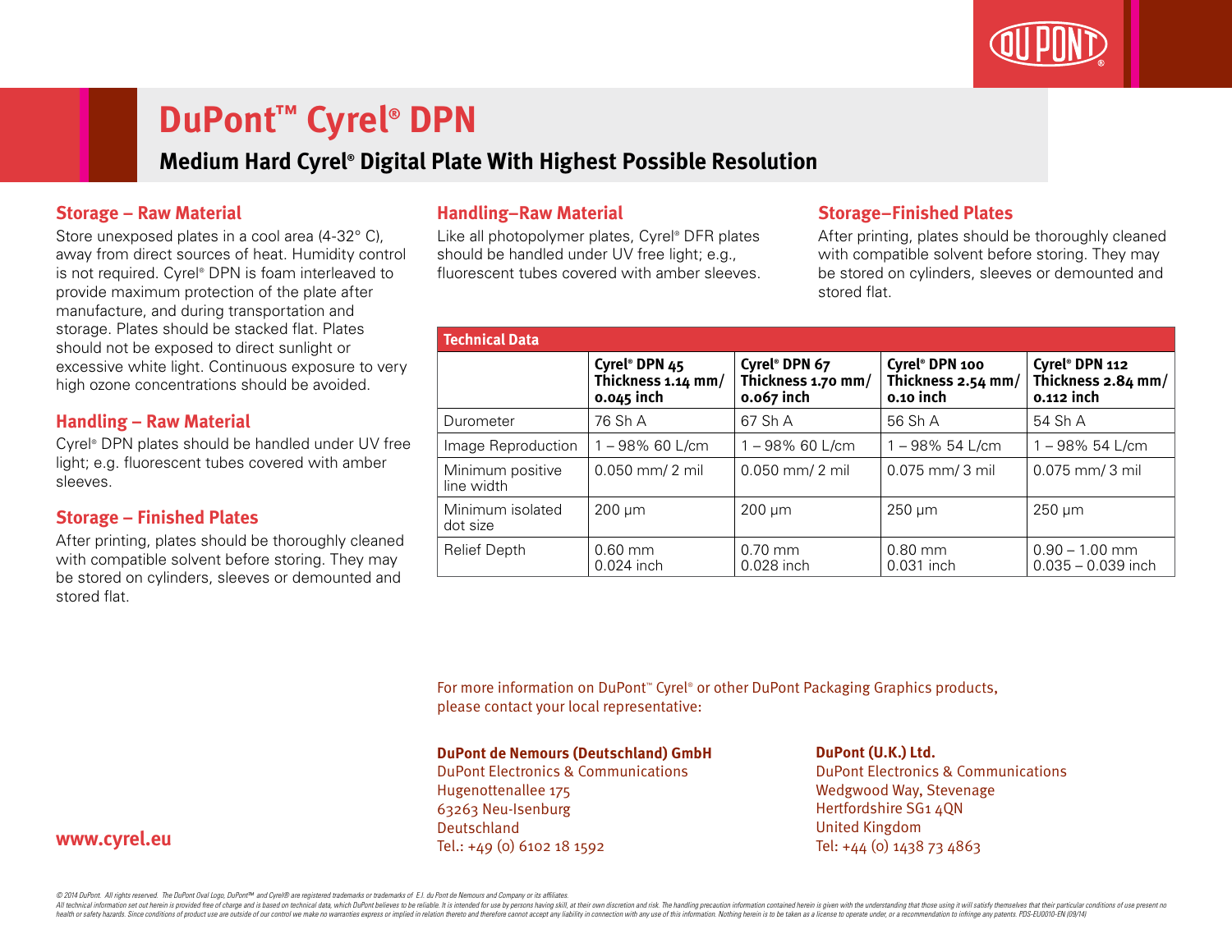# DuPont™ Cyrel® DPN

## Medium Hard Cyrel® Digital Plate With Highest Possible Resolution

### Storage – Raw Material

Store unexposed plates in a cool area (4-32° C), away from direct sources of heat. Humidity control is not required. Cyrel® DPN is foam interleaved to provide maximum protection of the plate after manufacture, and during transportation and storage. Plates should be stacked flat. Plates should not be exposed to direct sunlight or excessive white light. Continuous exposure to very high ozone concentrations should be avoided.

### Handling – Raw Material

Cyrel® DPN plates should be handled under UV free light; e.g. fluorescent tubes covered with amber sleeves.

### Storage – Finished Plates

After printing, plates should be thoroughly cleaned with compatible solvent before storing. They may be stored on cylinders, sleeves or demounted and stored flat.

### Handling–Raw Material

Like all photopolymer plates, Cyrel® DFR plates should be handled under UV free light; e.g., fluorescent tubes covered with amber sleeves.

### Storage–Finished Plates

After printing, plates should be thoroughly cleaned with compatible solvent before storing. They may be stored on cylinders, sleeves or demounted and stored flat.

**Technical Data**

| | Cyrel® DPN 45 Thickness 1.14 mm/ 0.045 inch | Cyrel® DPN 67 Thickness 1.70 mm/ 0.067 inch | Cyrel® DPN 100 Thickness 2.54 mm/ 0.10 inch | Cyrel® DPN 112 Thickness 2.84 mm/ 0.112 inch |
|---|---|---|---|---|
| Durometer | 76 Sh A | 67 Sh A | 56 Sh A | 54 Sh A |
| Image Reproduction | 1 – 98% 60 L/cm | 1 – 98% 60 L/cm | 1 – 98% 54 L/cm | 1 – 98% 54 L/cm |
| Minimum positive line width | 0.050 mm/ 2 mil | 0.050 mm/ 2 mil | 0.075 mm/ 3 mil | 0.075 mm/ 3 mil |
| Minimum isolated dot size | 200 µm | 200 µm | 250 µm | 250 µm |
| Relief Depth | 0.60 mm 0.024 inch | 0.70 mm 0.028 inch | 0.80 mm 0.031 inch | 0.90 – 1.00 mm 0.035 – 0.039 inch |

For more information on DuPont™ Cyrel® or other DuPont Packaging Graphics products, please contact your local representative:

**DuPont de Nemours (Deutschland) GmbH**
DuPont Electronics & Communications
Hugenottenallee 175
63263 Neu-Isenburg
Deutschland
Tel.: +49 (0) 6102 18 1592

**DuPont (U.K.) Ltd.**
DuPont Electronics & Communications
Wedgwood Way, Stevenage
Hertfordshire SG1 4QN
United Kingdom
Tel: +44 (0) 1438 73 4863

**www.cyrel.eu**

© 2014 DuPont. All rights reserved. The DuPont Oval Logo, DuPont™ and Cyrel® are registered trademarks or trademarks of E.I. du Pont de Nemours and Company or its affiliates.
All technical information set out herein is provided free of charge and is based on technical data, which DuPont believes to be reliable. It is intended for use by persons having skill, at their own discretion and risk. The handling precaution information contained herein is given with the understanding that those using it will satisfy themselves that their particular conditions of use present no health or safety hazards. Since conditions of product use are outside of our control we make no warranties express or implied in relation thereto and therefore cannot accept any liability in connection with any use of this information. Nothing herein is to be taken as a license to operate under, or a recommendation to infringe any patents. PDS-EU0010-EN (09/14)